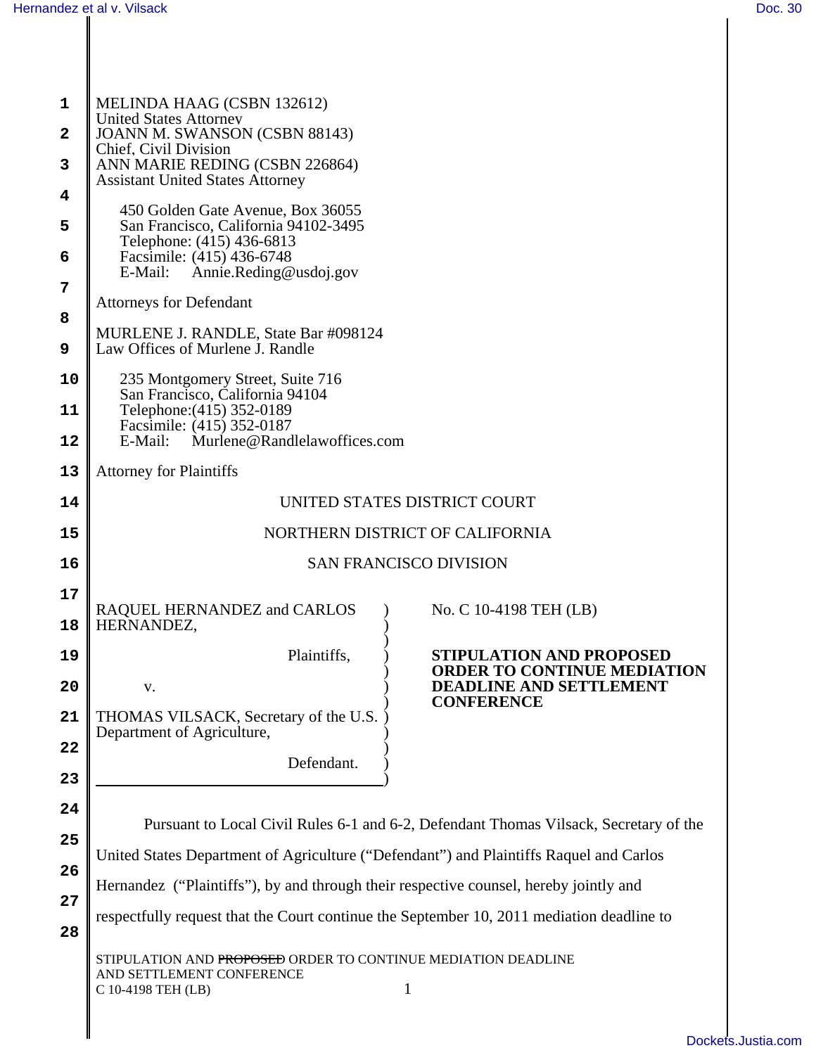MELINDA HAAG (CSBN 132612)
United States Attorney
JOANN M. SWANSON (CSBN 88143)
Chief, Civil Division
ANN MARIE REDING (CSBN 226864)
Assistant United States Attorney

450 Golden Gate Avenue, Box 36055
San Francisco, California 94102-3495
Telephone: (415) 436-6813
Facsimile: (415) 436-6748
E-Mail: Annie.Reding@usdoj.gov

Attorneys for Defendant

MURLENE J. RANDLE, State Bar #098124
Law Offices of Murlene J. Randle

235 Montgomery Street, Suite 716
San Francisco, California 94104
Telephone:(415) 352-0189
Facsimile: (415) 352-0187
E-Mail: Murlene@Randlelawoffices.com

Attorney for Plaintiffs

UNITED STATES DISTRICT COURT

NORTHERN DISTRICT OF CALIFORNIA

SAN FRANCISCO DIVISION

RAQUEL HERNANDEZ and CARLOS HERNANDEZ,

Plaintiffs,

v.

THOMAS VILSACK, Secretary of the U.S. Department of Agriculture,

Defendant.

No. C 10-4198 TEH (LB)

**STIPULATION AND PROPOSED ORDER TO CONTINUE MEDIATION DEADLINE AND SETTLEMENT CONFERENCE**

Pursuant to Local Civil Rules 6-1 and 6-2, Defendant Thomas Vilsack, Secretary of the United States Department of Agriculture ("Defendant") and Plaintiffs Raquel and Carlos Hernandez ("Plaintiffs"), by and through their respective counsel, hereby jointly and respectfully request that the Court continue the September 10, 2011 mediation deadline to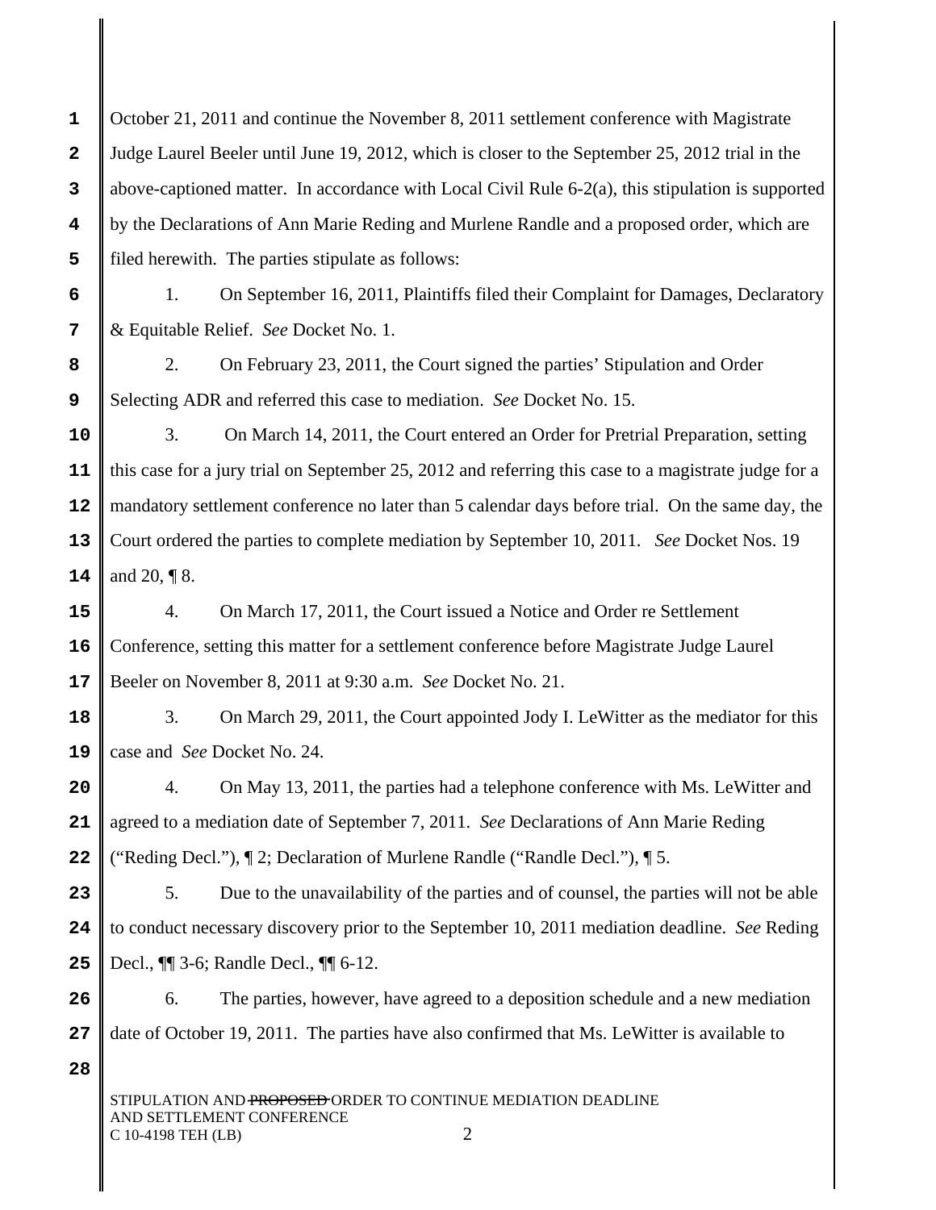October 21, 2011 and continue the November 8, 2011 settlement conference with Magistrate Judge Laurel Beeler until June 19, 2012, which is closer to the September 25, 2012 trial in the above-captioned matter. In accordance with Local Civil Rule 6-2(a), this stipulation is supported by the Declarations of Ann Marie Reding and Murlene Randle and a proposed order, which are filed herewith. The parties stipulate as follows:

1. On September 16, 2011, Plaintiffs filed their Complaint for Damages, Declaratory & Equitable Relief. *See* Docket No. 1.

2. On February 23, 2011, the Court signed the parties' Stipulation and Order Selecting ADR and referred this case to mediation. *See* Docket No. 15.

3. On March 14, 2011, the Court entered an Order for Pretrial Preparation, setting this case for a jury trial on September 25, 2012 and referring this case to a magistrate judge for a mandatory settlement conference no later than 5 calendar days before trial. On the same day, the Court ordered the parties to complete mediation by September 10, 2011. *See* Docket Nos. 19 and 20, ¶ 8.

4. On March 17, 2011, the Court issued a Notice and Order re Settlement Conference, setting this matter for a settlement conference before Magistrate Judge Laurel Beeler on November 8, 2011 at 9:30 a.m. *See* Docket No. 21.

3. On March 29, 2011, the Court appointed Jody I. LeWitter as the mediator for this case and *See* Docket No. 24.

4. On May 13, 2011, the parties had a telephone conference with Ms. LeWitter and agreed to a mediation date of September 7, 2011. *See* Declarations of Ann Marie Reding ("Reding Decl."), ¶ 2; Declaration of Murlene Randle ("Randle Decl."), ¶ 5.

5. Due to the unavailability of the parties and of counsel, the parties will not be able to conduct necessary discovery prior to the September 10, 2011 mediation deadline. *See* Reding Decl., ¶¶ 3-6; Randle Decl., ¶¶ 6-12.

6. The parties, however, have agreed to a deposition schedule and a new mediation date of October 19, 2011. The parties have also confirmed that Ms. LeWitter is available to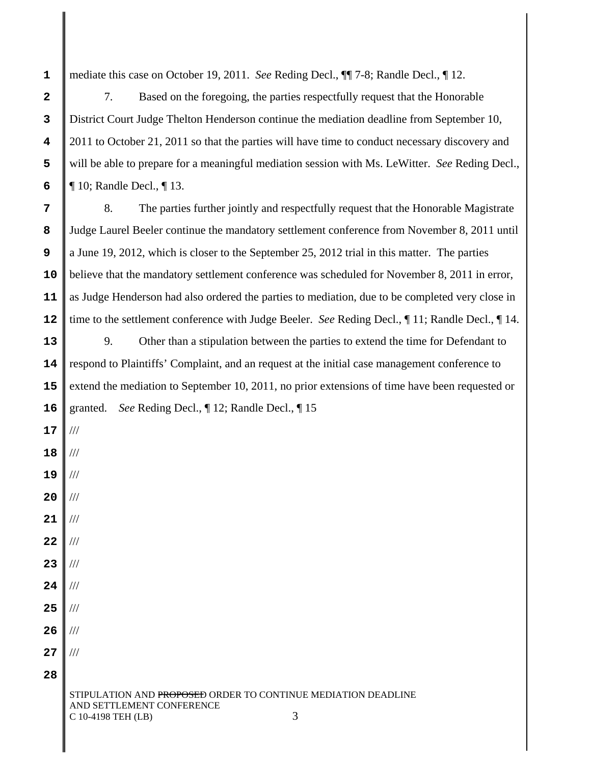mediate this case on October 19, 2011. *See* Reding Decl., ¶¶ 7-8; Randle Decl., ¶ 12.

7. Based on the foregoing, the parties respectfully request that the Honorable District Court Judge Thelton Henderson continue the mediation deadline from September 10, 2011 to October 21, 2011 so that the parties will have time to conduct necessary discovery and will be able to prepare for a meaningful mediation session with Ms. LeWitter. *See* Reding Decl., ¶ 10; Randle Decl., ¶ 13.

8. The parties further jointly and respectfully request that the Honorable Magistrate Judge Laurel Beeler continue the mandatory settlement conference from November 8, 2011 until a June 19, 2012, which is closer to the September 25, 2012 trial in this matter. The parties believe that the mandatory settlement conference was scheduled for November 8, 2011 in error, as Judge Henderson had also ordered the parties to mediation, due to be completed very close in time to the settlement conference with Judge Beeler. *See* Reding Decl., ¶ 11; Randle Decl., ¶ 14.

9. Other than a stipulation between the parties to extend the time for Defendant to respond to Plaintiffs' Complaint, and an request at the initial case management conference to extend the mediation to September 10, 2011, no prior extensions of time have been requested or granted. *See* Reding Decl., ¶ 12; Randle Decl., ¶ 15

///

///

///

///

///

///

///

///

///

///

///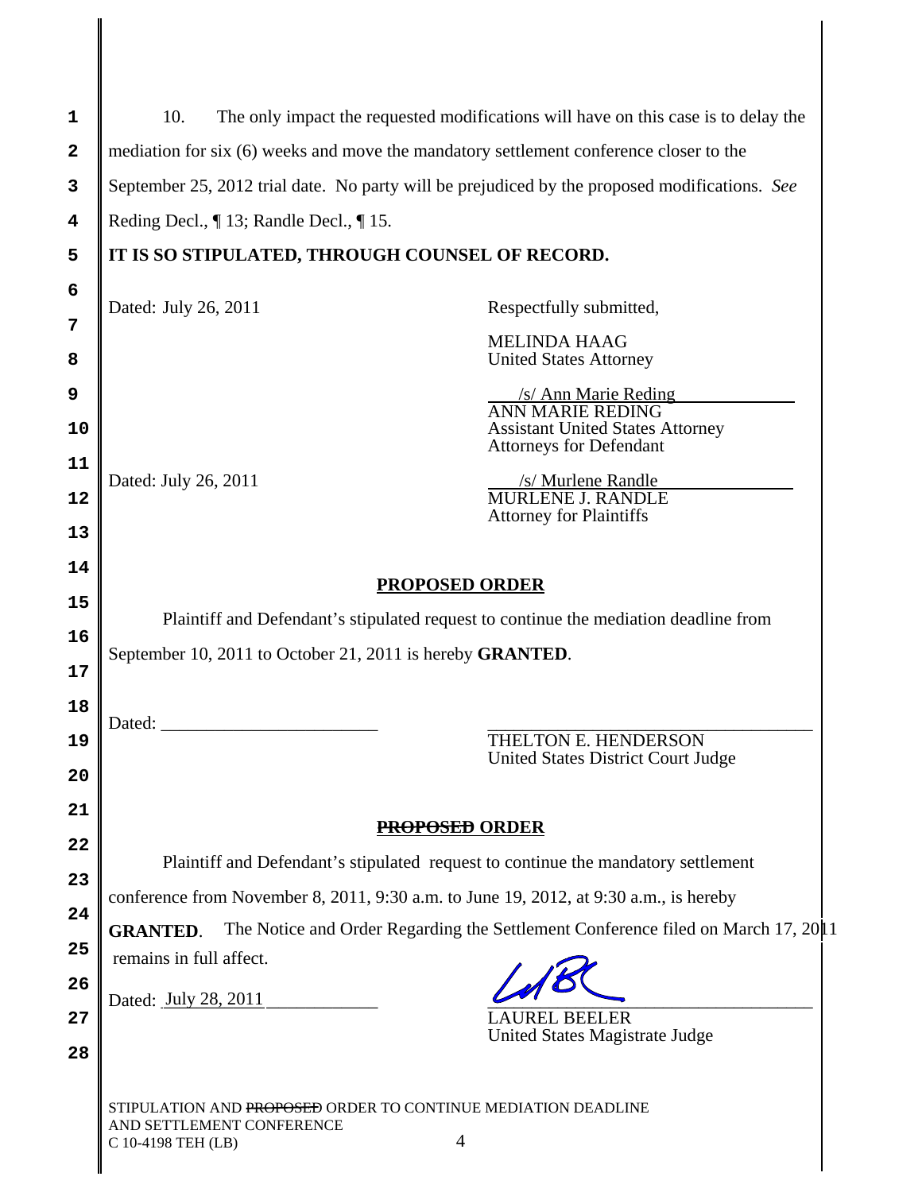10. The only impact the requested modifications will have on this case is to delay the mediation for six (6) weeks and move the mandatory settlement conference closer to the September 25, 2012 trial date. No party will be prejudiced by the proposed modifications. *See* Reding Decl., ¶ 13; Randle Decl., ¶ 15.

**IT IS SO STIPULATED, THROUGH COUNSEL OF RECORD.**

Dated: July 26, 2011

Respectfully submitted,

MELINDA HAAG
United States Attorney

/s/ Ann Marie Reding
ANN MARIE REDING
Assistant United States Attorney
Attorneys for Defendant

Dated: July 26, 2011

/s/ Murlene Randle
MURLENE J. RANDLE
Attorney for Plaintiffs

## PROPOSED ORDER

Plaintiff and Defendant's stipulated request to continue the mediation deadline from September 10, 2011 to October 21, 2011 is hereby **GRANTED**.

Dated: ______________________

______________________________
THELTON E. HENDERSON
United States District Court Judge

## ~~PROPOSED~~ ORDER

Plaintiff and Defendant's stipulated request to continue the mandatory settlement conference from November 8, 2011, 9:30 a.m. to June 19, 2012, at 9:30 a.m., is hereby **GRANTED**. The Notice and Order Regarding the Settlement Conference filed on March 17, 2011 remains in full affect.

Dated: July 28, 2011

______________________________
LAUREL BEELER
United States Magistrate Judge

STIPULATION AND ~~PROPOSED~~ ORDER TO CONTINUE MEDIATION DEADLINE AND SETTLEMENT CONFERENCE
C 10-4198 TEH (LB)